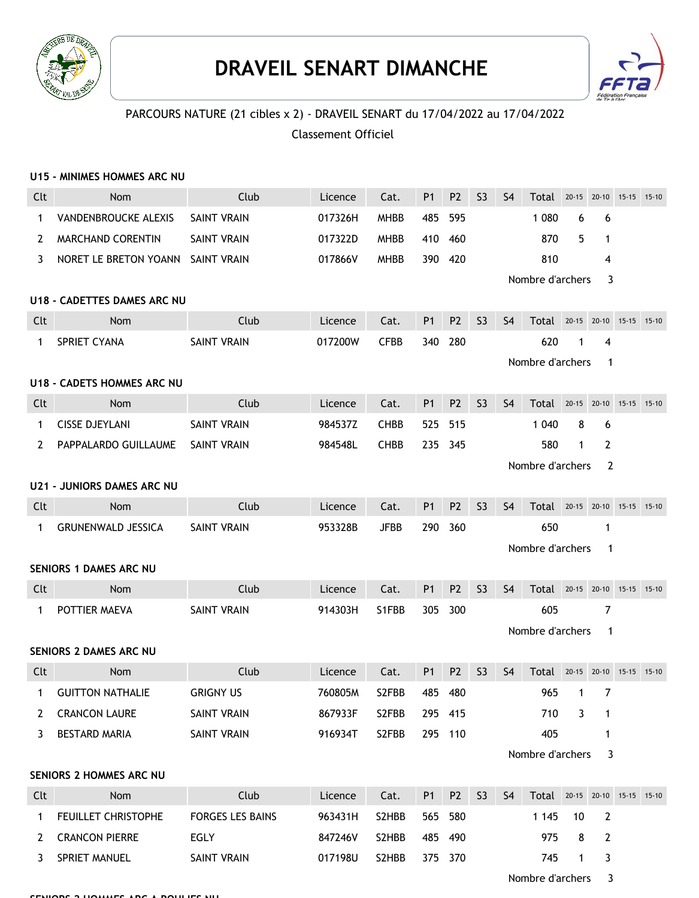# DRAVEIL SENART DIMANCHE

PARCOURS NATURE (21 cibles x 2) - DRAVEIL SENART du 17/04/2022 au 17/04/2022

Classement Officiel

### U15 - MINIMES HOMMES ARC NU

| Clt | Nom | Club | Licence | Cat. | P1 | P2 | S3 | S4 | Total | 20-15 | 20-10 | 15-15 | 15-10 |
|---|---|---|---|---|---|---|---|---|---|---|---|---|---|
| 1 | VANDENBROUCKE ALEXIS | SAINT VRAIN | 017326H | MHBB | 485 | 595 | | | 1 080 | 6 | 6 | | |
| 2 | MARCHAND CORENTIN | SAINT VRAIN | 017322D | MHBB | 410 | 460 | | | 870 | 5 | 1 | | |
| 3 | NORET LE BRETON YOANN | SAINT VRAIN | 017866V | MHBB | 390 | 420 | | | 810 | | 4 | | |

Nombre d'archers 3

### U18 - CADETTES DAMES ARC NU

| Clt | Nom | Club | Licence | Cat. | P1 | P2 | S3 | S4 | Total | 20-15 | 20-10 | 15-15 | 15-10 |
|---|---|---|---|---|---|---|---|---|---|---|---|---|---|
| 1 | SPRIET CYANA | SAINT VRAIN | 017200W | CFBB | 340 | 280 | | | 620 | 1 | 4 | | |

Nombre d'archers 1

### U18 - CADETS HOMMES ARC NU

| Clt | Nom | Club | Licence | Cat. | P1 | P2 | S3 | S4 | Total | 20-15 | 20-10 | 15-15 | 15-10 |
|---|---|---|---|---|---|---|---|---|---|---|---|---|---|
| 1 | CISSE DJEYLANI | SAINT VRAIN | 984537Z | CHBB | 525 | 515 | | | 1 040 | 8 | 6 | | |
| 2 | PAPPALARDO GUILLAUME | SAINT VRAIN | 984548L | CHBB | 235 | 345 | | | 580 | 1 | 2 | | |

Nombre d'archers 2

### U21 - JUNIORS DAMES ARC NU

| Clt | Nom | Club | Licence | Cat. | P1 | P2 | S3 | S4 | Total | 20-15 | 20-10 | 15-15 | 15-10 |
|---|---|---|---|---|---|---|---|---|---|---|---|---|---|
| 1 | GRUNENWALD JESSICA | SAINT VRAIN | 953328B | JFBB | 290 | 360 | | | 650 | | 1 | | |

Nombre d'archers 1

### SENIORS 1 DAMES ARC NU

| Clt | Nom | Club | Licence | Cat. | P1 | P2 | S3 | S4 | Total | 20-15 | 20-10 | 15-15 | 15-10 |
|---|---|---|---|---|---|---|---|---|---|---|---|---|---|
| 1 | POTTIER MAEVA | SAINT VRAIN | 914303H | S1FBB | 305 | 300 | | | 605 | | 7 | | |

Nombre d'archers 1

### SENIORS 2 DAMES ARC NU

| Clt | Nom | Club | Licence | Cat. | P1 | P2 | S3 | S4 | Total | 20-15 | 20-10 | 15-15 | 15-10 |
|---|---|---|---|---|---|---|---|---|---|---|---|---|---|
| 1 | GUITTON NATHALIE | GRIGNY US | 760805M | S2FBB | 485 | 480 | | | 965 | 1 | 7 | | |
| 2 | CRANCON LAURE | SAINT VRAIN | 867933F | S2FBB | 295 | 415 | | | 710 | 3 | 1 | | |
| 3 | BESTARD MARIA | SAINT VRAIN | 916934T | S2FBB | 295 | 110 | | | 405 | | 1 | | |

Nombre d'archers 3

### SENIORS 2 HOMMES ARC NU

| Clt | Nom | Club | Licence | Cat. | P1 | P2 | S3 | S4 | Total | 20-15 | 20-10 | 15-15 | 15-10 |
|---|---|---|---|---|---|---|---|---|---|---|---|---|---|
| 1 | FEUILLET CHRISTOPHE | FORGES LES BAINS | 963431H | S2HBB | 565 | 580 | | | 1 145 | 10 | 2 | | |
| 2 | CRANCON PIERRE | EGLY | 847246V | S2HBB | 485 | 490 | | | 975 | 8 | 2 | | |
| 3 | SPRIET MANUEL | SAINT VRAIN | 017198U | S2HBB | 375 | 370 | | | 745 | 1 | 3 | | |

Nombre d'archers 3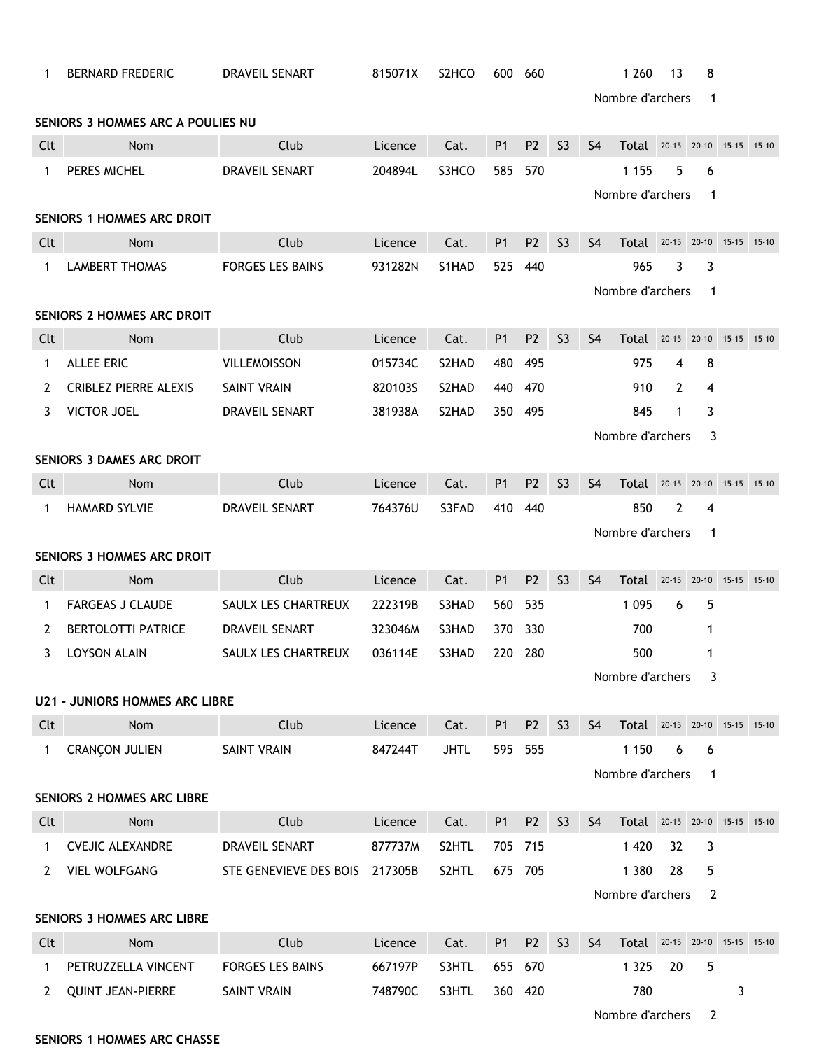| Clt | Nom | Club | Licence | Cat. | P1 | P2 | S3 | S4 | Total | 20-15 | 20-10 | 15-15 | 15-10 |
|---|---|---|---|---|---|---|---|---|---|---|---|---|---|
| 1 | BERNARD FREDERIC | DRAVEIL SENART | 815071X | S2HCO | 600 | 660 | | | 1 260 | 13 | 8 | | |

Nombre d'archers 1

**SENIORS 3 HOMMES ARC A POULIES NU**

| Clt | Nom | Club | Licence | Cat. | P1 | P2 | S3 | S4 | Total | 20-15 | 20-10 | 15-15 | 15-10 |
|---|---|---|---|---|---|---|---|---|---|---|---|---|---|
| 1 | PERES MICHEL | DRAVEIL SENART | 204894L | S3HCO | 585 | 570 | | | 1 155 | 5 | 6 | | |

Nombre d'archers 1

**SENIORS 1 HOMMES ARC DROIT**

| Clt | Nom | Club | Licence | Cat. | P1 | P2 | S3 | S4 | Total | 20-15 | 20-10 | 15-15 | 15-10 |
|---|---|---|---|---|---|---|---|---|---|---|---|---|---|
| 1 | LAMBERT THOMAS | FORGES LES BAINS | 931282N | S1HAD | 525 | 440 | | | 965 | 3 | 3 | | |

Nombre d'archers 1

**SENIORS 2 HOMMES ARC DROIT**

| Clt | Nom | Club | Licence | Cat. | P1 | P2 | S3 | S4 | Total | 20-15 | 20-10 | 15-15 | 15-10 |
|---|---|---|---|---|---|---|---|---|---|---|---|---|---|
| 1 | ALLEE ERIC | VILLEMOISSON | 015734C | S2HAD | 480 | 495 | | | 975 | 4 | 8 | | |
| 2 | CRIBLEZ PIERRE ALEXIS | SAINT VRAIN | 820103S | S2HAD | 440 | 470 | | | 910 | 2 | 4 | | |
| 3 | VICTOR JOEL | DRAVEIL SENART | 381938A | S2HAD | 350 | 495 | | | 845 | 1 | 3 | | |

Nombre d'archers 3

**SENIORS 3 DAMES ARC DROIT**

| Clt | Nom | Club | Licence | Cat. | P1 | P2 | S3 | S4 | Total | 20-15 | 20-10 | 15-15 | 15-10 |
|---|---|---|---|---|---|---|---|---|---|---|---|---|---|
| 1 | HAMARD SYLVIE | DRAVEIL SENART | 764376U | S3FAD | 410 | 440 | | | 850 | 2 | 4 | | |

Nombre d'archers 1

**SENIORS 3 HOMMES ARC DROIT**

| Clt | Nom | Club | Licence | Cat. | P1 | P2 | S3 | S4 | Total | 20-15 | 20-10 | 15-15 | 15-10 |
|---|---|---|---|---|---|---|---|---|---|---|---|---|---|
| 1 | FARGEAS J CLAUDE | SAULX LES CHARTREUX | 222319B | S3HAD | 560 | 535 | | | 1 095 | 6 | 5 | | |
| 2 | BERTOLOTTI PATRICE | DRAVEIL SENART | 323046M | S3HAD | 370 | 330 | | | 700 | | 1 | | |
| 3 | LOYSON ALAIN | SAULX LES CHARTREUX | 036114E | S3HAD | 220 | 280 | | | 500 | | 1 | | |

Nombre d'archers 3

**U21 - JUNIORS HOMMES ARC LIBRE**

| Clt | Nom | Club | Licence | Cat. | P1 | P2 | S3 | S4 | Total | 20-15 | 20-10 | 15-15 | 15-10 |
|---|---|---|---|---|---|---|---|---|---|---|---|---|---|
| 1 | CRANÇON JULIEN | SAINT VRAIN | 847244T | JHTL | 595 | 555 | | | 1 150 | 6 | 6 | | |

Nombre d'archers 1

**SENIORS 2 HOMMES ARC LIBRE**

| Clt | Nom | Club | Licence | Cat. | P1 | P2 | S3 | S4 | Total | 20-15 | 20-10 | 15-15 | 15-10 |
|---|---|---|---|---|---|---|---|---|---|---|---|---|---|
| 1 | CVEJIC ALEXANDRE | DRAVEIL SENART | 877737M | S2HTL | 705 | 715 | | | 1 420 | 32 | 3 | | |
| 2 | VIEL WOLFGANG | STE GENEVIEVE DES BOIS | 217305B | S2HTL | 675 | 705 | | | 1 380 | 28 | 5 | | |

Nombre d'archers 2

**SENIORS 3 HOMMES ARC LIBRE**

| Clt | Nom | Club | Licence | Cat. | P1 | P2 | S3 | S4 | Total | 20-15 | 20-10 | 15-15 | 15-10 |
|---|---|---|---|---|---|---|---|---|---|---|---|---|---|
| 1 | PETRUZZELLA VINCENT | FORGES LES BAINS | 667197P | S3HTL | 655 | 670 | | | 1 325 | 20 | 5 | | |
| 2 | QUINT JEAN-PIERRE | SAINT VRAIN | 748790C | S3HTL | 360 | 420 | | | 780 | | | 3 | |

Nombre d'archers 2

**SENIORS 1 HOMMES ARC CHASSE**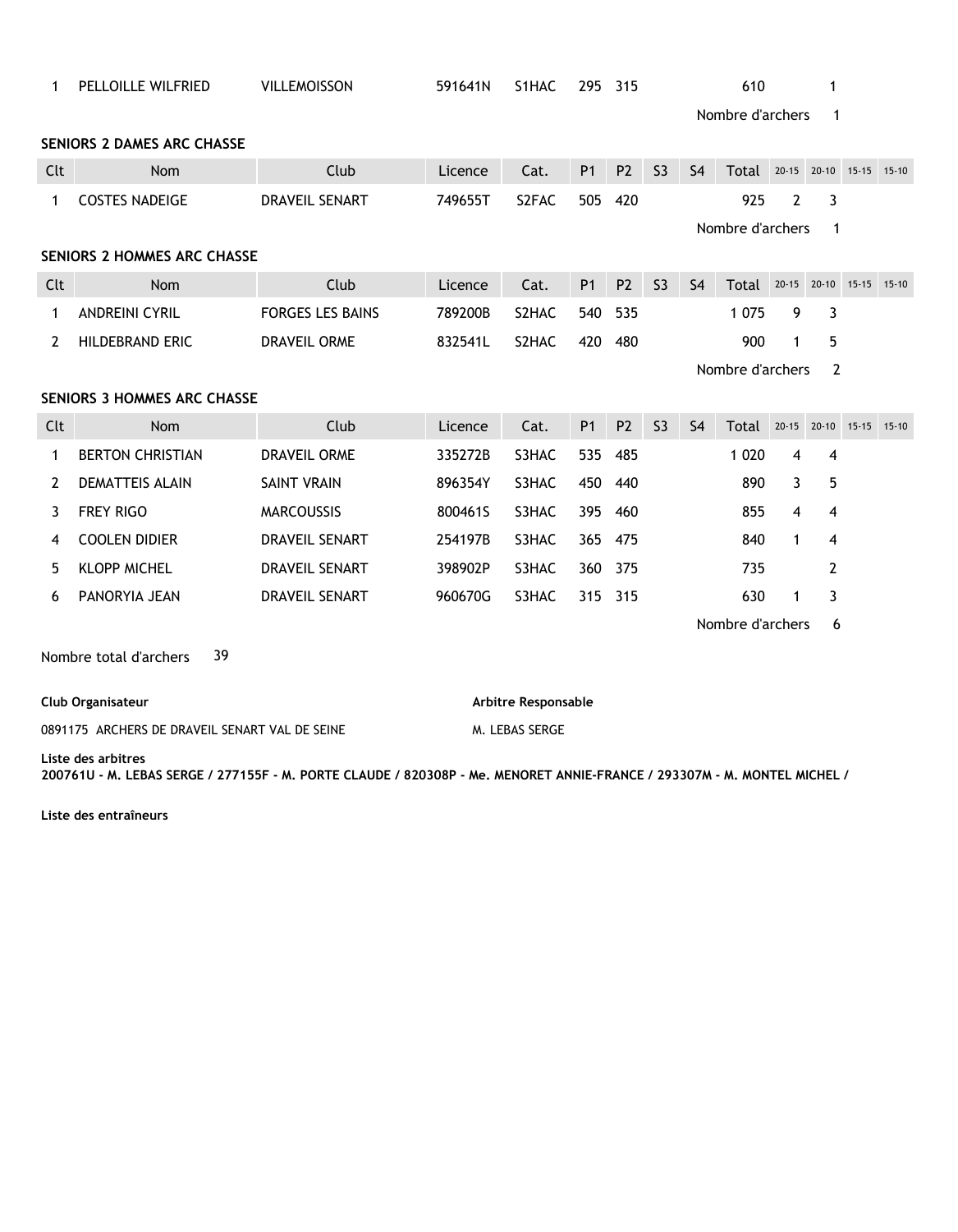| | | | | | | | | | | | | | |
|---|---|---|---|---|---|---|---|---|---|---|---|---|---|
| 1 | PELLOILLE WILFRIED | VILLEMOISSON | 591641N | S1HAC | 295 | 315 | | | 610 | | 1 | | |

Nombre d'archers 1

**SENIORS 2 DAMES ARC CHASSE**

| Clt | Nom | Club | Licence | Cat. | P1 | P2 | S3 | S4 | Total | 20-15 | 20-10 | 15-15 | 15-10 |
|---|---|---|---|---|---|---|---|---|---|---|---|---|---|
| 1 | COSTES NADEIGE | DRAVEIL SENART | 749655T | S2FAC | 505 | 420 | | | 925 | 2 | 3 | | |

Nombre d'archers 1

**SENIORS 2 HOMMES ARC CHASSE**

| Clt | Nom | Club | Licence | Cat. | P1 | P2 | S3 | S4 | Total | 20-15 | 20-10 | 15-15 | 15-10 |
|---|---|---|---|---|---|---|---|---|---|---|---|---|---|
| 1 | ANDREINI CYRIL | FORGES LES BAINS | 789200B | S2HAC | 540 | 535 | | | 1 075 | 9 | 3 | | |
| 2 | HILDEBRAND ERIC | DRAVEIL ORME | 832541L | S2HAC | 420 | 480 | | | 900 | 1 | 5 | | |

Nombre d'archers 2

**SENIORS 3 HOMMES ARC CHASSE**

| Clt | Nom | Club | Licence | Cat. | P1 | P2 | S3 | S4 | Total | 20-15 | 20-10 | 15-15 | 15-10 |
|---|---|---|---|---|---|---|---|---|---|---|---|---|---|
| 1 | BERTON CHRISTIAN | DRAVEIL ORME | 335272B | S3HAC | 535 | 485 | | | 1 020 | 4 | 4 | | |
| 2 | DEMATTEIS ALAIN | SAINT VRAIN | 896354Y | S3HAC | 450 | 440 | | | 890 | 3 | 5 | | |
| 3 | FREY RIGO | MARCOUSSIS | 800461S | S3HAC | 395 | 460 | | | 855 | 4 | 4 | | |
| 4 | COOLEN DIDIER | DRAVEIL SENART | 254197B | S3HAC | 365 | 475 | | | 840 | 1 | 4 | | |
| 5 | KLOPP MICHEL | DRAVEIL SENART | 398902P | S3HAC | 360 | 375 | | | 735 | | 2 | | |
| 6 | PANORYIA JEAN | DRAVEIL SENART | 960670G | S3HAC | 315 | 315 | | | 630 | 1 | 3 | | |

Nombre d'archers 6

Nombre total d'archers 39

**Club Organisateur**

0891175 ARCHERS DE DRAVEIL SENART VAL DE SEINE

**Arbitre Responsable**

M. LEBAS SERGE

**Liste des arbitres**

**200761U - M. LEBAS SERGE / 277155F - M. PORTE CLAUDE / 820308P - Me. MENORET ANNIE-FRANCE / 293307M - M. MONTEL MICHEL /**

**Liste des entraîneurs**